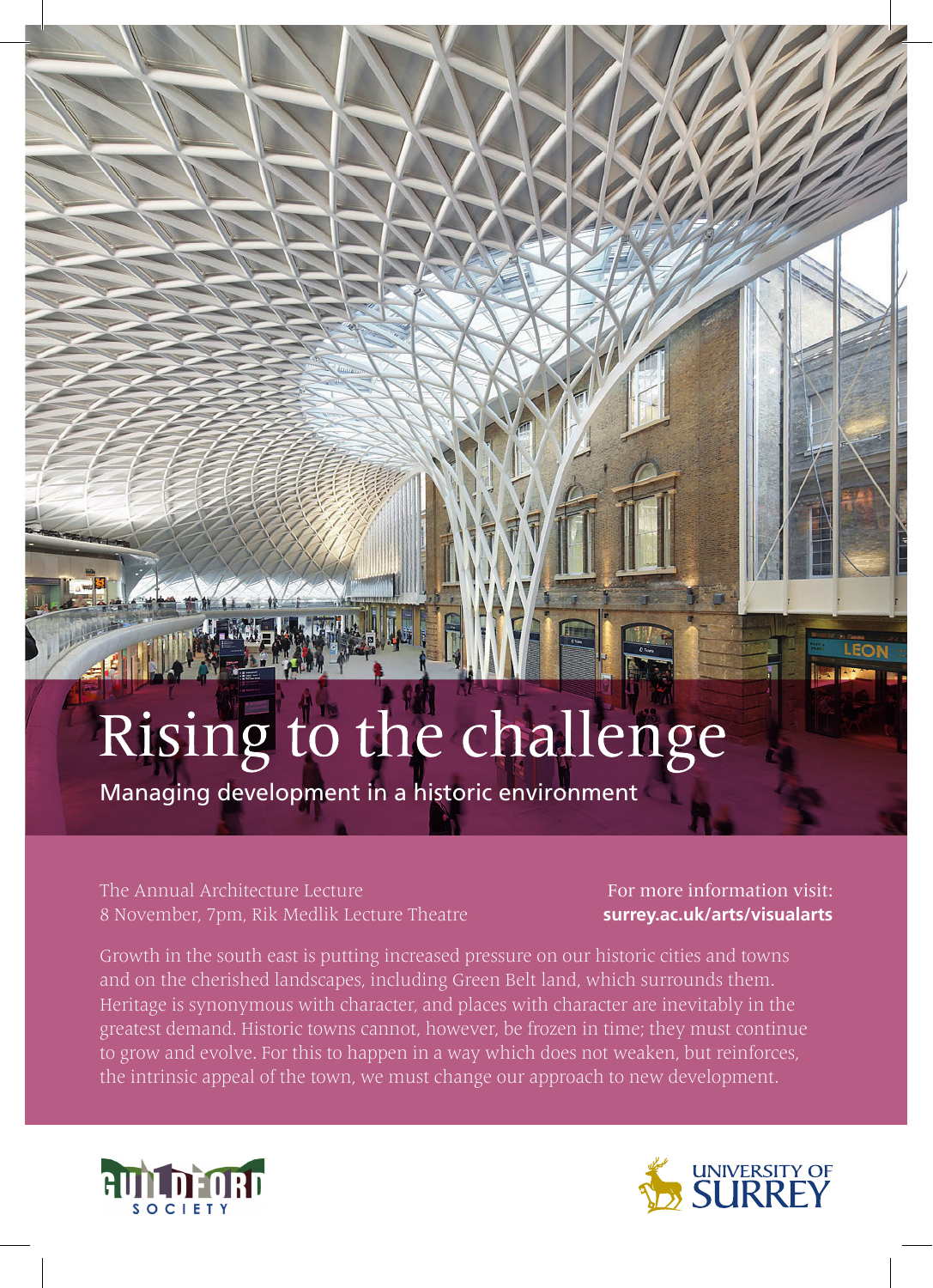# Rising to the challenge

## Managing development in a historic environment

The Annual Architecture Lecture
8 November, 7pm, Rik Medlik Lecture Theatre

For more information visit:
**surrey.ac.uk/arts/visualarts**

Growth in the south east is putting increased pressure on our historic cities and towns and on the cherished landscapes, including Green Belt land, which surrounds them. Heritage is synonymous with character, and places with character are inevitably in the greatest demand. Historic towns cannot, however, be frozen in time; they must continue to grow and evolve. For this to happen in a way which does not weaken, but reinforces, the intrinsic appeal of the town, we must change our approach to new development.

GUILDFORD SOCIETY

UNIVERSITY OF SURREY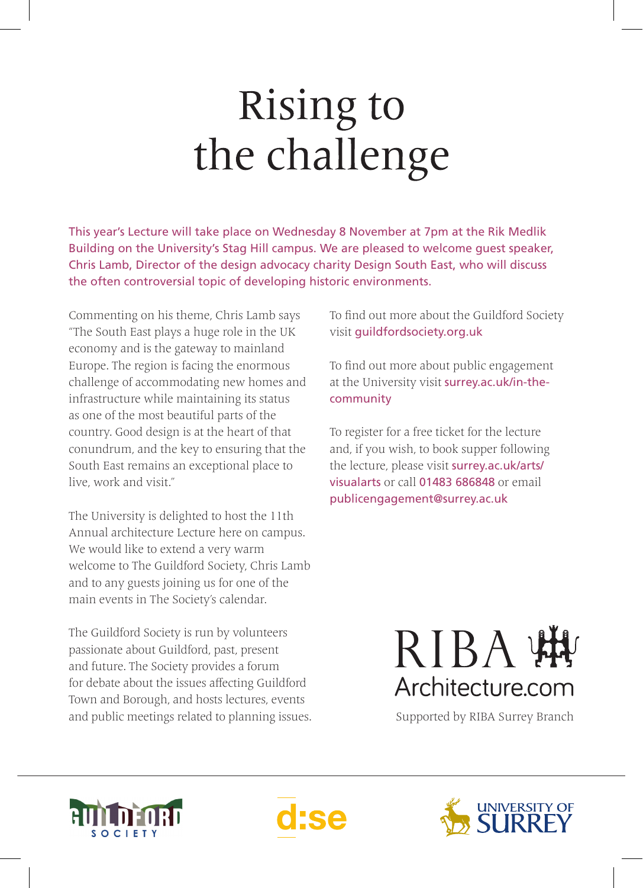# Rising to the challenge

This year's Lecture will take place on Wednesday 8 November at 7pm at the Rik Medlik Building on the University's Stag Hill campus. We are pleased to welcome guest speaker, Chris Lamb, Director of the design advocacy charity Design South East, who will discuss the often controversial topic of developing historic environments.

Commenting on his theme, Chris Lamb says "The South East plays a huge role in the UK economy and is the gateway to mainland Europe. The region is facing the enormous challenge of accommodating new homes and infrastructure while maintaining its status as one of the most beautiful parts of the country. Good design is at the heart of that conundrum, and the key to ensuring that the South East remains an exceptional place to live, work and visit."

The University is delighted to host the 11th Annual architecture Lecture here on campus. We would like to extend a very warm welcome to The Guildford Society, Chris Lamb and to any guests joining us for one of the main events in The Society's calendar.

The Guildford Society is run by volunteers passionate about Guildford, past, present and future. The Society provides a forum for debate about the issues affecting Guildford Town and Borough, and hosts lectures, events and public meetings related to planning issues.

To find out more about the Guildford Society visit guildfordsociety.org.uk

To find out more about public engagement at the University visit surrey.ac.uk/in-the-community

To register for a free ticket for the lecture and, if you wish, to book supper following the lecture, please visit surrey.ac.uk/arts/visualarts or call 01483 686848 or email publicengagement@surrey.ac.uk

RIBA Architecture.com

Supported by RIBA Surrey Branch

GUILDFORD SOCIETY

d:se

UNIVERSITY OF SURREY